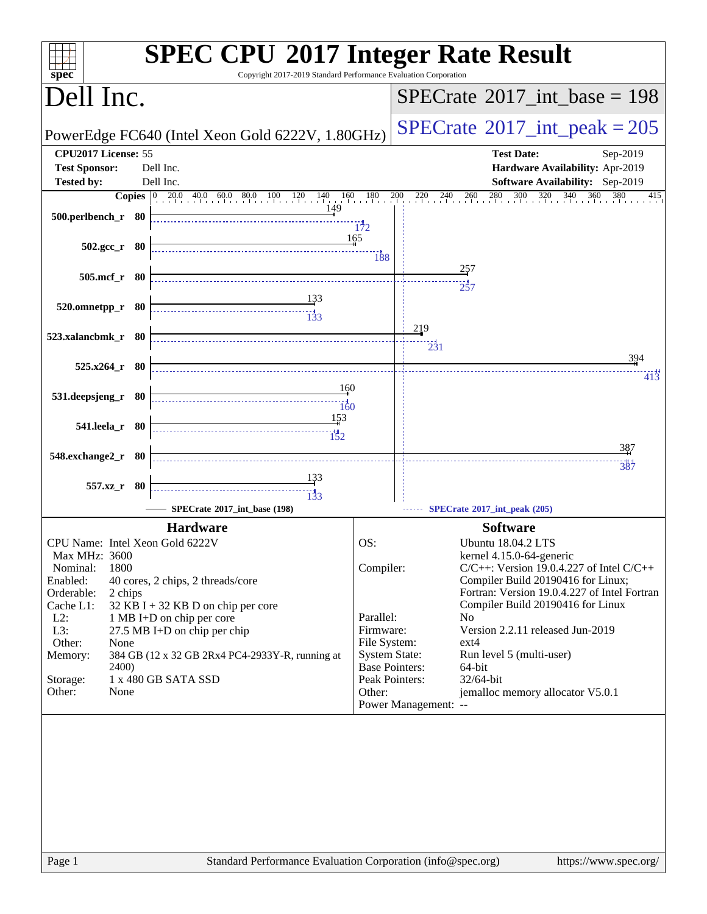# SPEC CPU 2017 Integer Rate Result

Copyright 2017-2019 Standard Performance Evaluation Corporation

## Dell Inc.

PowerEdge FC640 (Intel Xeon Gold 6222V, 1.80GHz)

**SPECrate 2017_int_base = 198**

**SPECrate 2017_int_peak = 205**

| | | | |
|---|---|---|---|
| **CPU2017 License:** | 55 | **Test Date:** | Sep-2019 |
| **Test Sponsor:** | Dell Inc. | **Hardware Availability:** | Apr-2019 |
| **Tested by:** | Dell Inc. | **Software Availability:** | Sep-2019 |

| Benchmark | Copies | Base | Peak |
|---|---|---|---|
| 500.perlbench_r | 80 | 149 | 172 |
| 502.gcc_r | 80 | 165 | 188 |
| 505.mcf_r | 80 | 257 | 257 |
| 520.omnetpp_r | 80 | 133 | 133 |
| 523.xalancbmk_r | 80 | 219 | 231 |
| 525.x264_r | 80 | 394 | 413 |
| 531.deepsjeng_r | 80 | 160 | 160 |
| 541.leela_r | 80 | 153 | 152 |
| 548.exchange2_r | 80 | 387 | 387 |
| 557.xz_r | 80 | 133 | 133 |

SPECrate 2017_int_base (198) — SPECrate 2017_int_peak (205)

## Hardware

- CPU Name: Intel Xeon Gold 6222V
- Max MHz: 3600
- Nominal: 1800
- Enabled: 40 cores, 2 chips, 2 threads/core
- Orderable: 2 chips
- Cache L1: 32 KB I + 32 KB D on chip per core
- L2: 1 MB I+D on chip per core
- L3: 27.5 MB I+D on chip per chip
- Other: None
- Memory: 384 GB (12 x 32 GB 2Rx4 PC4-2933Y-R, running at 2400)
- Storage: 1 x 480 GB SATA SSD
- Other: None

## Software

- OS: Ubuntu 18.04.2 LTS, kernel 4.15.0-64-generic
- Compiler: C/C++: Version 19.0.4.227 of Intel C/C++ Compiler Build 20190416 for Linux; Fortran: Version 19.0.4.227 of Intel Fortran Compiler Build 20190416 for Linux
- Parallel: No
- Firmware: Version 2.2.11 released Jun-2019
- File System: ext4
- System State: Run level 5 (multi-user)
- Base Pointers: 64-bit
- Peak Pointers: 32/64-bit
- Other: jemalloc memory allocator V5.0.1
- Power Management: --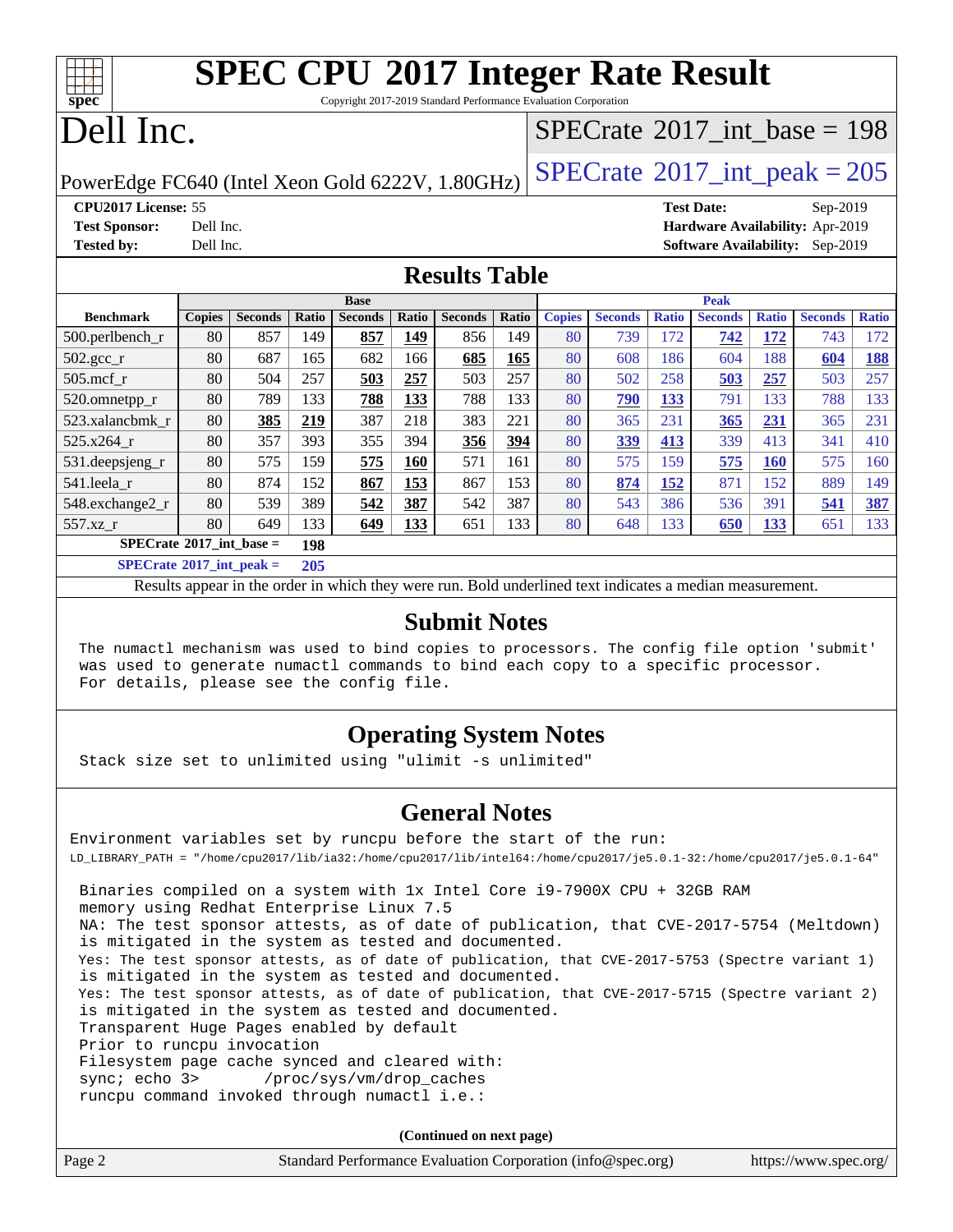# SPEC CPU 2017 Integer Rate Result

Copyright 2017-2019 Standard Performance Evaluation Corporation

# Dell Inc.

PowerEdge FC640 (Intel Xeon Gold 6222V, 1.80GHz)

SPECrate 2017_int_base = 198

SPECrate 2017_int_peak = 205

**CPU2017 License:** 55
**Test Sponsor:** Dell Inc.
**Tested by:** Dell Inc.

**Test Date:** Sep-2019
**Hardware Availability:** Apr-2019
**Software Availability:** Sep-2019

## Results Table

| Benchmark | Base | | | | | | | Peak | | | | | | |
|---|---|---|---|---|---|---|---|---|---|---|---|---|---|---|
| | Copies | Seconds | Ratio | Seconds | Ratio | Seconds | Ratio | Copies | Seconds | Ratio | Seconds | Ratio | Seconds | Ratio |
| 500.perlbench_r | 80 | 857 | 149 | **857** | **149** | 856 | 149 | 80 | 739 | 172 | **742** | **172** | 743 | 172 |
| 502.gcc_r | 80 | 687 | 165 | 682 | 166 | **685** | **165** | 80 | 608 | 186 | 604 | 188 | **604** | **188** |
| 505.mcf_r | 80 | 504 | 257 | **503** | **257** | 503 | 257 | 80 | 502 | 258 | **503** | **257** | 503 | 257 |
| 520.omnetpp_r | 80 | 789 | 133 | **788** | **133** | 788 | 133 | 80 | **790** | **133** | 791 | 133 | 788 | 133 |
| 523.xalancbmk_r | 80 | **385** | **219** | 387 | 218 | 383 | 221 | 80 | 365 | 231 | **365** | **231** | 365 | 231 |
| 525.x264_r | 80 | 357 | 393 | 355 | 394 | **356** | **394** | 80 | **339** | **413** | 339 | 413 | 341 | 410 |
| 531.deepsjeng_r | 80 | 575 | 159 | **575** | **160** | 571 | 161 | 80 | 575 | 159 | **575** | **160** | 575 | 160 |
| 541.leela_r | 80 | 874 | 152 | **867** | **153** | 867 | 153 | 80 | **874** | **152** | 871 | 152 | 889 | 149 |
| 548.exchange2_r | 80 | 539 | 389 | **542** | **387** | 542 | 387 | 80 | 543 | 386 | 536 | 391 | **541** | **387** |
| 557.xz_r | 80 | 649 | 133 | **649** | **133** | 651 | 133 | 80 | 648 | 133 | **650** | **133** | 651 | 133 |

**SPECrate 2017_int_base = 198**

**SPECrate 2017_int_peak = 205**

Results appear in the order in which they were run. Bold underlined text indicates a median measurement.

## Submit Notes

```
The numactl mechanism was used to bind copies to processors. The config file option 'submit'
was used to generate numactl commands to bind each copy to a specific processor.
For details, please see the config file.
```

## Operating System Notes

```
Stack size set to unlimited using "ulimit -s unlimited"
```

## General Notes

```
Environment variables set by runcpu before the start of the run:
LD_LIBRARY_PATH = "/home/cpu2017/lib/ia32:/home/cpu2017/lib/intel64:/home/cpu2017/je5.0.1-32:/home/cpu2017/je5.0.1-64"

Binaries compiled on a system with 1x Intel Core i9-7900X CPU + 32GB RAM
memory using Redhat Enterprise Linux 7.5
NA: The test sponsor attests, as of date of publication, that CVE-2017-5754 (Meltdown)
is mitigated in the system as tested and documented.
Yes: The test sponsor attests, as of date of publication, that CVE-2017-5753 (Spectre variant 1)
is mitigated in the system as tested and documented.
Yes: The test sponsor attests, as of date of publication, that CVE-2017-5715 (Spectre variant 2)
is mitigated in the system as tested and documented.
Transparent Huge Pages enabled by default
Prior to runcpu invocation
Filesystem page cache synced and cleared with:
sync; echo 3>       /proc/sys/vm/drop_caches
runcpu command invoked through numactl i.e.:
```

**(Continued on next page)**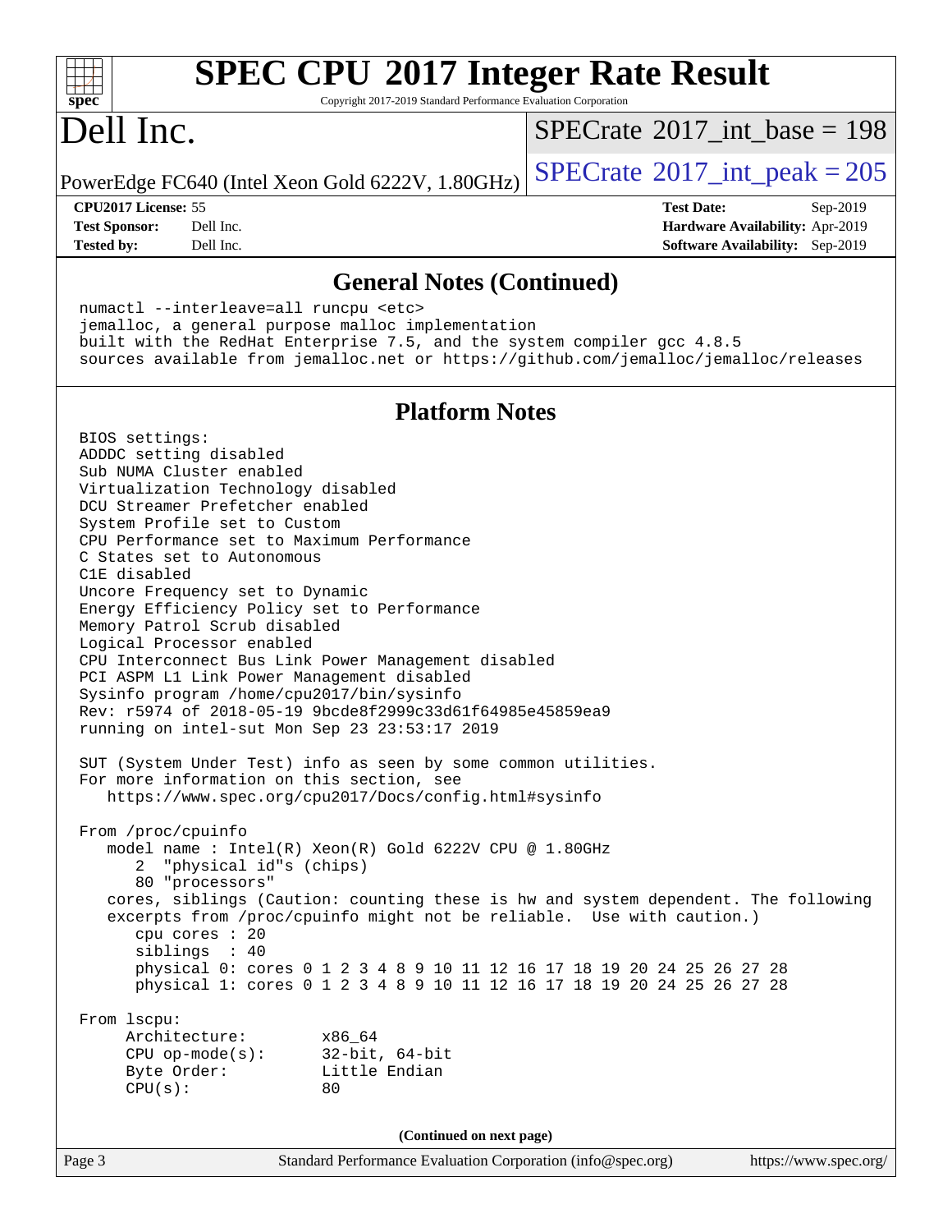## General Notes (Continued)

```
numactl --interleave=all runcpu <etc>
jemalloc, a general purpose malloc implementation
built with the RedHat Enterprise 7.5, and the system compiler gcc 4.8.5
sources available from jemalloc.net or https://github.com/jemalloc/jemalloc/releases
```

## Platform Notes

```
BIOS settings:
ADDDC setting disabled
Sub NUMA Cluster enabled
Virtualization Technology disabled
DCU Streamer Prefetcher enabled
System Profile set to Custom
CPU Performance set to Maximum Performance
C States set to Autonomous
C1E disabled
Uncore Frequency set to Dynamic
Energy Efficiency Policy set to Performance
Memory Patrol Scrub disabled
Logical Processor enabled
CPU Interconnect Bus Link Power Management disabled
PCI ASPM L1 Link Power Management disabled
Sysinfo program /home/cpu2017/bin/sysinfo
Rev: r5974 of 2018-05-19 9bcde8f2999c33d61f64985e45859ea9
running on intel-sut Mon Sep 23 23:53:17 2019

SUT (System Under Test) info as seen by some common utilities.
For more information on this section, see
   https://www.spec.org/cpu2017/Docs/config.html#sysinfo

From /proc/cpuinfo
   model name : Intel(R) Xeon(R) Gold 6222V CPU @ 1.80GHz
      2  "physical id"s (chips)
      80 "processors"
   cores, siblings (Caution: counting these is hw and system dependent. The following
   excerpts from /proc/cpuinfo might not be reliable.  Use with caution.)
      cpu cores : 20
      siblings  : 40
      physical 0: cores 0 1 2 3 4 8 9 10 11 12 16 17 18 19 20 24 25 26 27 28
      physical 1: cores 0 1 2 3 4 8 9 10 11 12 16 17 18 19 20 24 25 26 27 28

From lscpu:
     Architecture:        x86_64
     CPU op-mode(s):      32-bit, 64-bit
     Byte Order:          Little Endian
     CPU(s):              80
```

(Continued on next page)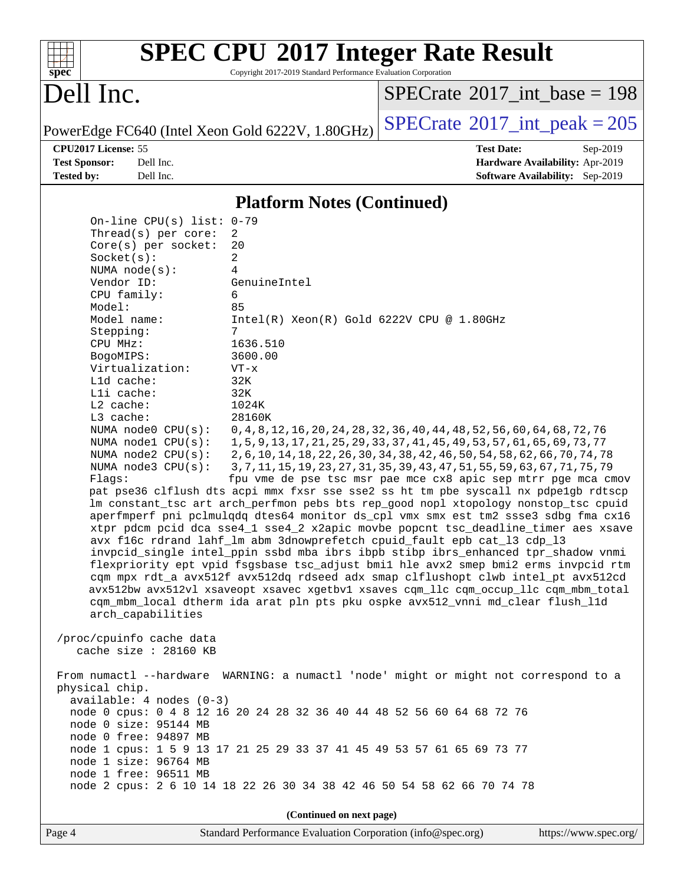## Platform Notes (Continued)

```
    On-line CPU(s) list: 0-79
    Thread(s) per core:  2
    Core(s) per socket:  20
    Socket(s):           2
    NUMA node(s):        4
    Vendor ID:           GenuineIntel
    CPU family:          6
    Model:               85
    Model name:          Intel(R) Xeon(R) Gold 6222V CPU @ 1.80GHz
    Stepping:            7
    CPU MHz:             1636.510
    BogoMIPS:            3600.00
    Virtualization:      VT-x
    L1d cache:           32K
    L1i cache:           32K
    L2 cache:            1024K
    L3 cache:            28160K
    NUMA node0 CPU(s):   0,4,8,12,16,20,24,28,32,36,40,44,48,52,56,60,64,68,72,76
    NUMA node1 CPU(s):   1,5,9,13,17,21,25,29,33,37,41,45,49,53,57,61,65,69,73,77
    NUMA node2 CPU(s):   2,6,10,14,18,22,26,30,34,38,42,46,50,54,58,62,66,70,74,78
    NUMA node3 CPU(s):   3,7,11,15,19,23,27,31,35,39,43,47,51,55,59,63,67,71,75,79
    Flags:               fpu vme de pse tsc msr pae mce cx8 apic sep mtrr pge mca cmov
    pat pse36 clflush dts acpi mmx fxsr sse sse2 ss ht tm pbe syscall nx pdpe1gb rdtscp
    lm constant_tsc art arch_perfmon pebs bts rep_good nopl xtopology nonstop_tsc cpuid
    aperfmperf pni pclmulqdq dtes64 monitor ds_cpl vmx smx est tm2 ssse3 sdbg fma cx16
    xtpr pdcm pcid dca sse4_1 sse4_2 x2apic movbe popcnt tsc_deadline_timer aes xsave
    avx f16c rdrand lahf_lm abm 3dnowprefetch cpuid_fault epb cat_l3 cdp_l3
    invpcid_single intel_ppin ssbd mba ibrs ibpb stibp ibrs_enhanced tpr_shadow vnmi
    flexpriority ept vpid fsgsbase tsc_adjust bmi1 hle avx2 smep bmi2 erms invpcid rtm
    cqm mpx rdt_a avx512f avx512dq rdseed adx smap clflushopt clwb intel_pt avx512cd
    avx512bw avx512vl xsaveopt xsavec xgetbv1 xsaves cqm_llc cqm_occup_llc cqm_mbm_total
    cqm_mbm_local dtherm ida arat pln pts pku ospke avx512_vnni md_clear flush_l1d
    arch_capabilities

 /proc/cpuinfo cache data
    cache size : 28160 KB

 From numactl --hardware  WARNING: a numactl 'node' might or might not correspond to a
 physical chip.
   available: 4 nodes (0-3)
   node 0 cpus: 0 4 8 12 16 20 24 28 32 36 40 44 48 52 56 60 64 68 72 76
   node 0 size: 95144 MB
   node 0 free: 94897 MB
   node 1 cpus: 1 5 9 13 17 21 25 29 33 37 41 45 49 53 57 61 65 69 73 77
   node 1 size: 96764 MB
   node 1 free: 96511 MB
   node 2 cpus: 2 6 10 14 18 22 26 30 34 38 42 46 50 54 58 62 66 70 74 78
```

(Continued on next page)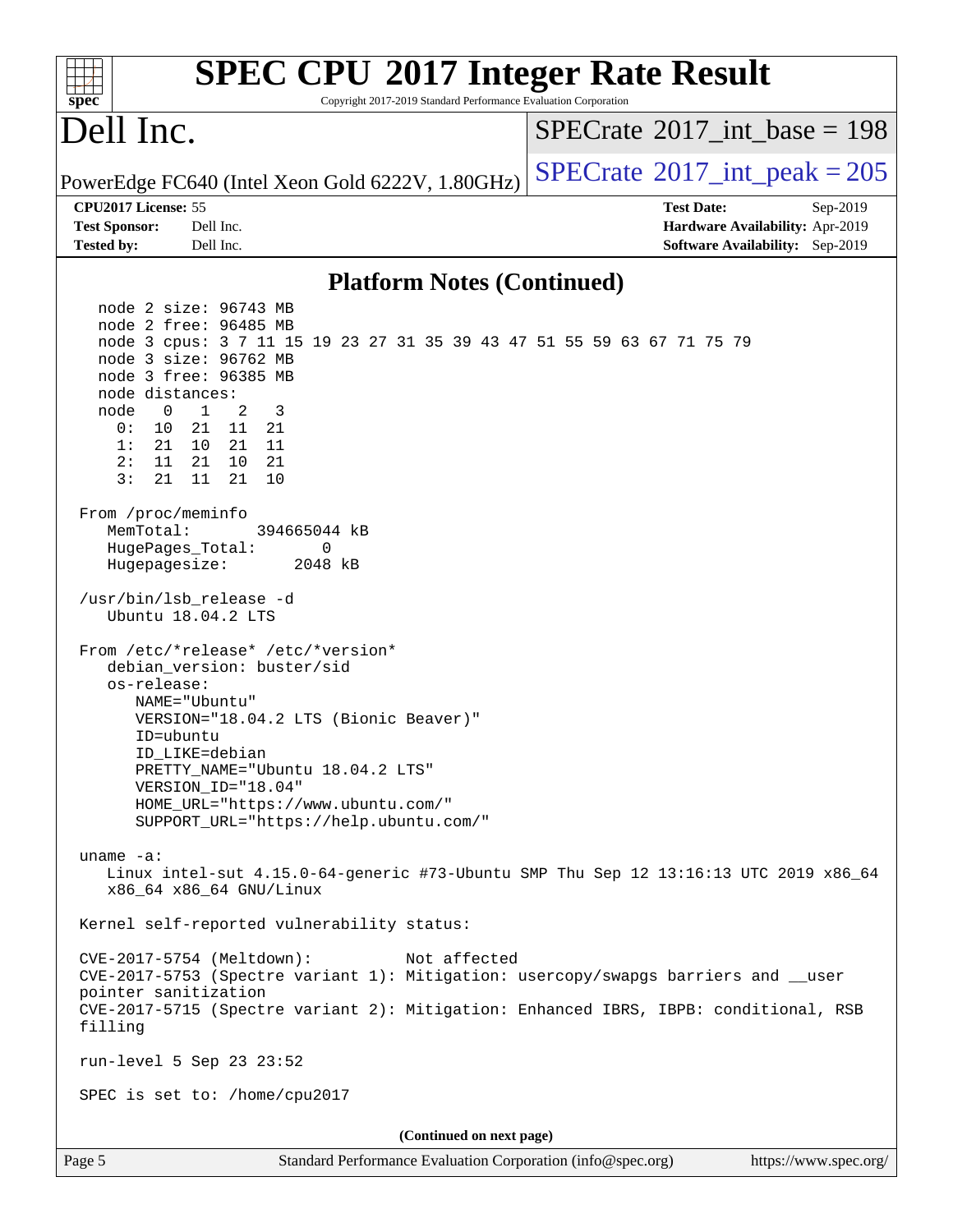## Platform Notes (Continued)

```
   node 2 size: 96743 MB
   node 2 free: 96485 MB
   node 3 cpus: 3 7 11 15 19 23 27 31 35 39 43 47 51 55 59 63 67 71 75 79
   node 3 size: 96762 MB
   node 3 free: 96385 MB
   node distances:
   node   0   1   2   3
     0:  10  21  11  21
     1:  21  10  21  11
     2:  11  21  10  21
     3:  21  11  21  10

 From /proc/meminfo
    MemTotal:       394665044 kB
    HugePages_Total:       0
    Hugepagesize:       2048 kB

 /usr/bin/lsb_release -d
    Ubuntu 18.04.2 LTS

 From /etc/*release* /etc/*version*
    debian_version: buster/sid
    os-release:
       NAME="Ubuntu"
       VERSION="18.04.2 LTS (Bionic Beaver)"
       ID=ubuntu
       ID_LIKE=debian
       PRETTY_NAME="Ubuntu 18.04.2 LTS"
       VERSION_ID="18.04"
       HOME_URL="https://www.ubuntu.com/"
       SUPPORT_URL="https://help.ubuntu.com/"

 uname -a:
    Linux intel-sut 4.15.0-64-generic #73-Ubuntu SMP Thu Sep 12 13:16:13 UTC 2019 x86_64
    x86_64 x86_64 GNU/Linux

 Kernel self-reported vulnerability status:

 CVE-2017-5754 (Meltdown):          Not affected
 CVE-2017-5753 (Spectre variant 1): Mitigation: usercopy/swapgs barriers and __user
 pointer sanitization
 CVE-2017-5715 (Spectre variant 2): Mitigation: Enhanced IBRS, IBPB: conditional, RSB
 filling

 run-level 5 Sep 23 23:52

 SPEC is set to: /home/cpu2017
```

(Continued on next page)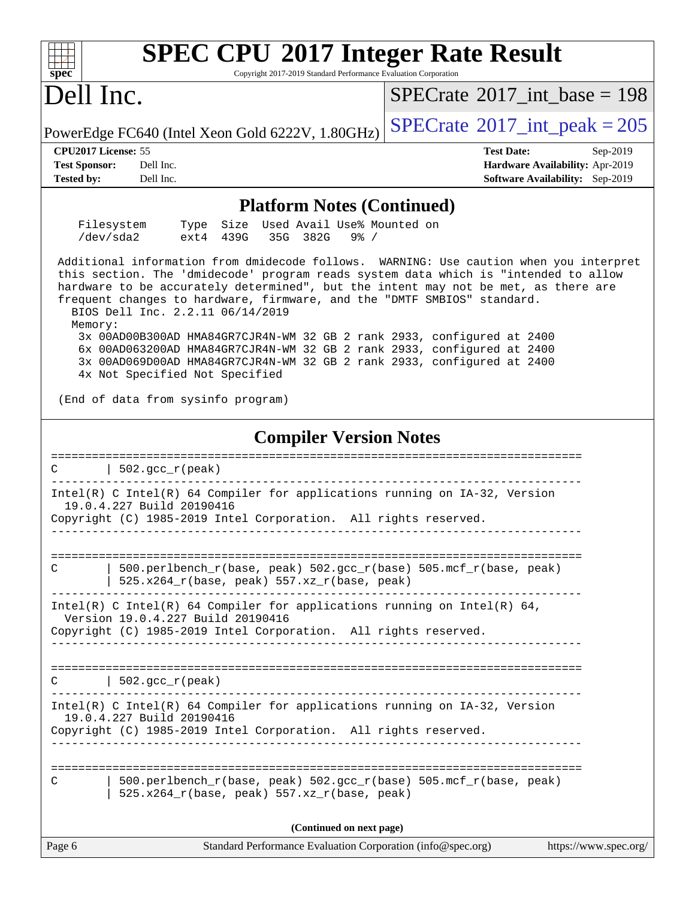## Platform Notes (Continued)

```
Filesystem     Type  Size  Used Avail Use% Mounted on
/dev/sda2      ext4  439G   35G  382G   9% /
```

```
Additional information from dmidecode follows.  WARNING: Use caution when you interpret
this section. The 'dmidecode' program reads system data which is "intended to allow
hardware to be accurately determined", but the intent may not be met, as there are
frequent changes to hardware, firmware, and the "DMTF SMBIOS" standard.
  BIOS Dell Inc. 2.2.11 06/14/2019
  Memory:
    3x 00AD00B300AD HMA84GR7CJR4N-WM 32 GB 2 rank 2933, configured at 2400
    6x 00AD063200AD HMA84GR7CJR4N-WM 32 GB 2 rank 2933, configured at 2400
    3x 00AD069D00AD HMA84GR7CJR4N-WM 32 GB 2 rank 2933, configured at 2400
    4x Not Specified Not Specified

(End of data from sysinfo program)
```

## Compiler Version Notes

```
==============================================================================
C       | 502.gcc_r(peak)
------------------------------------------------------------------------------
Intel(R) C Intel(R) 64 Compiler for applications running on IA-32, Version
  19.0.4.227 Build 20190416
Copyright (C) 1985-2019 Intel Corporation.  All rights reserved.
------------------------------------------------------------------------------

==============================================================================
C       | 500.perlbench_r(base, peak) 502.gcc_r(base) 505.mcf_r(base, peak)
        | 525.x264_r(base, peak) 557.xz_r(base, peak)
------------------------------------------------------------------------------
Intel(R) C Intel(R) 64 Compiler for applications running on Intel(R) 64,
  Version 19.0.4.227 Build 20190416
Copyright (C) 1985-2019 Intel Corporation.  All rights reserved.
------------------------------------------------------------------------------

==============================================================================
C       | 502.gcc_r(peak)
------------------------------------------------------------------------------
Intel(R) C Intel(R) 64 Compiler for applications running on IA-32, Version
  19.0.4.227 Build 20190416
Copyright (C) 1985-2019 Intel Corporation.  All rights reserved.
------------------------------------------------------------------------------

==============================================================================
C       | 500.perlbench_r(base, peak) 502.gcc_r(base) 505.mcf_r(base, peak)
        | 525.x264_r(base, peak) 557.xz_r(base, peak)
```

(Continued on next page)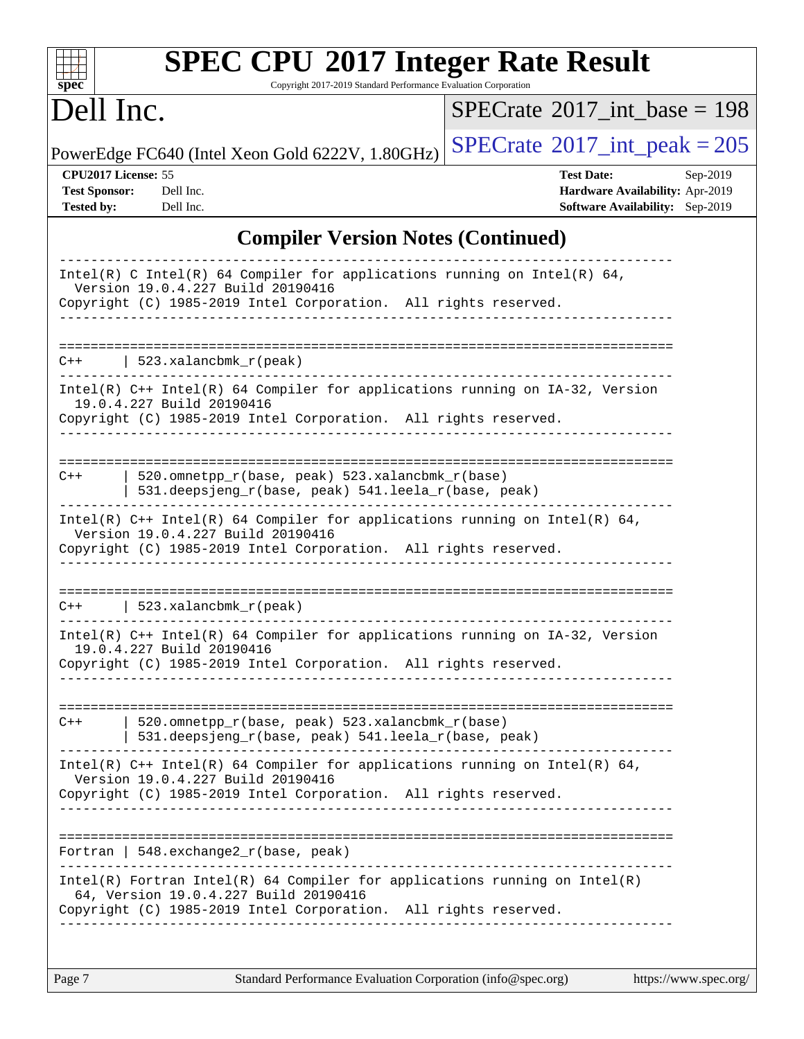# SPEC CPU 2017 Integer Rate Result

Copyright 2017-2019 Standard Performance Evaluation Corporation

## Dell Inc.

PowerEdge FC640 (Intel Xeon Gold 6222V, 1.80GHz)

SPECrate 2017_int_base = 198

SPECrate 2017_int_peak = 205

**CPU2017 License:** 55
**Test Sponsor:** Dell Inc.
**Tested by:** Dell Inc.

**Test Date:** Sep-2019
**Hardware Availability:** Apr-2019
**Software Availability:** Sep-2019

## Compiler Version Notes (Continued)

```
------------------------------------------------------------------------------
Intel(R) C Intel(R) 64 Compiler for applications running on Intel(R) 64,
  Version 19.0.4.227 Build 20190416
Copyright (C) 1985-2019 Intel Corporation.  All rights reserved.
------------------------------------------------------------------------------

==============================================================================
C++      | 523.xalancbmk_r(peak)
------------------------------------------------------------------------------
Intel(R) C++ Intel(R) 64 Compiler for applications running on IA-32, Version
  19.0.4.227 Build 20190416
Copyright (C) 1985-2019 Intel Corporation.  All rights reserved.
------------------------------------------------------------------------------

==============================================================================
C++      | 520.omnetpp_r(base, peak) 523.xalancbmk_r(base)
         | 531.deepsjeng_r(base, peak) 541.leela_r(base, peak)
------------------------------------------------------------------------------
Intel(R) C++ Intel(R) 64 Compiler for applications running on Intel(R) 64,
  Version 19.0.4.227 Build 20190416
Copyright (C) 1985-2019 Intel Corporation.  All rights reserved.
------------------------------------------------------------------------------

==============================================================================
C++      | 523.xalancbmk_r(peak)
------------------------------------------------------------------------------
Intel(R) C++ Intel(R) 64 Compiler for applications running on IA-32, Version
  19.0.4.227 Build 20190416
Copyright (C) 1985-2019 Intel Corporation.  All rights reserved.
------------------------------------------------------------------------------

==============================================================================
C++      | 520.omnetpp_r(base, peak) 523.xalancbmk_r(base)
         | 531.deepsjeng_r(base, peak) 541.leela_r(base, peak)
------------------------------------------------------------------------------
Intel(R) C++ Intel(R) 64 Compiler for applications running on Intel(R) 64,
  Version 19.0.4.227 Build 20190416
Copyright (C) 1985-2019 Intel Corporation.  All rights reserved.
------------------------------------------------------------------------------

==============================================================================
Fortran | 548.exchange2_r(base, peak)
------------------------------------------------------------------------------
Intel(R) Fortran Intel(R) 64 Compiler for applications running on Intel(R)
  64, Version 19.0.4.227 Build 20190416
Copyright (C) 1985-2019 Intel Corporation.  All rights reserved.
------------------------------------------------------------------------------
```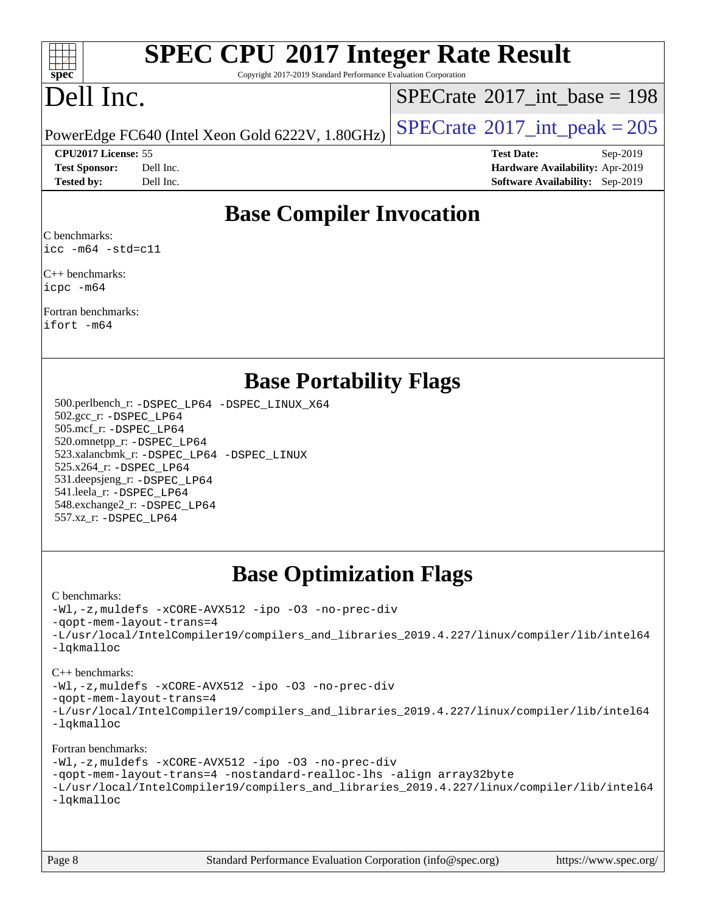# SPEC CPU 2017 Integer Rate Result

Copyright 2017-2019 Standard Performance Evaluation Corporation

# Dell Inc.

PowerEdge FC640 (Intel Xeon Gold 6222V, 1.80GHz)

SPECrate 2017_int_base = 198

SPECrate 2017_int_peak = 205

**CPU2017 License:** 55
**Test Sponsor:** Dell Inc.
**Tested by:** Dell Inc.

**Test Date:** Sep-2019
**Hardware Availability:** Apr-2019
**Software Availability:** Sep-2019

## Base Compiler Invocation

C benchmarks:
```
icc -m64 -std=c11
```

C++ benchmarks:
```
icpc -m64
```

Fortran benchmarks:
```
ifort -m64
```

## Base Portability Flags

500.perlbench_r: -DSPEC_LP64 -DSPEC_LINUX_X64
502.gcc_r: -DSPEC_LP64
505.mcf_r: -DSPEC_LP64
520.omnetpp_r: -DSPEC_LP64
523.xalancbmk_r: -DSPEC_LP64 -DSPEC_LINUX
525.x264_r: -DSPEC_LP64
531.deepsjeng_r: -DSPEC_LP64
541.leela_r: -DSPEC_LP64
548.exchange2_r: -DSPEC_LP64
557.xz_r: -DSPEC_LP64

## Base Optimization Flags

C benchmarks:
```
-Wl,-z,muldefs -xCORE-AVX512 -ipo -O3 -no-prec-div
-qopt-mem-layout-trans=4
-L/usr/local/IntelCompiler19/compilers_and_libraries_2019.4.227/linux/compiler/lib/intel64
-lqkmalloc
```

C++ benchmarks:
```
-Wl,-z,muldefs -xCORE-AVX512 -ipo -O3 -no-prec-div
-qopt-mem-layout-trans=4
-L/usr/local/IntelCompiler19/compilers_and_libraries_2019.4.227/linux/compiler/lib/intel64
-lqkmalloc
```

Fortran benchmarks:
```
-Wl,-z,muldefs -xCORE-AVX512 -ipo -O3 -no-prec-div
-qopt-mem-layout-trans=4 -nostandard-realloc-lhs -align array32byte
-L/usr/local/IntelCompiler19/compilers_and_libraries_2019.4.227/linux/compiler/lib/intel64
-lqkmalloc
```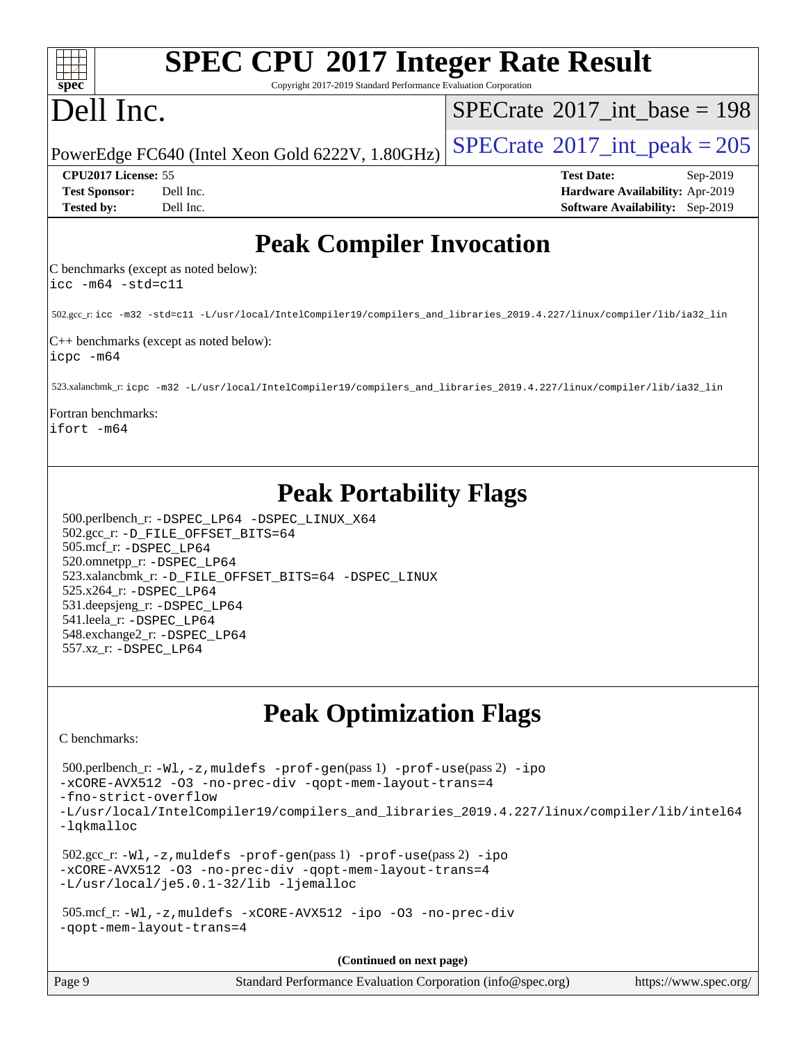# Peak Compiler Invocation

C benchmarks (except as noted below):
```
icc -m64 -std=c11
```

502.gcc_r: `icc -m32 -std=c11 -L/usr/local/IntelCompiler19/compilers_and_libraries_2019.4.227/linux/compiler/lib/ia32_lin`

C++ benchmarks (except as noted below):
```
icpc -m64
```

523.xalancbmk_r: `icpc -m32 -L/usr/local/IntelCompiler19/compilers_and_libraries_2019.4.227/linux/compiler/lib/ia32_lin`

Fortran benchmarks:
```
ifort -m64
```

# Peak Portability Flags

500.perlbench_r: `-DSPEC_LP64 -DSPEC_LINUX_X64`
502.gcc_r: `-D_FILE_OFFSET_BITS=64`
505.mcf_r: `-DSPEC_LP64`
520.omnetpp_r: `-DSPEC_LP64`
523.xalancbmk_r: `-D_FILE_OFFSET_BITS=64 -DSPEC_LINUX`
525.x264_r: `-DSPEC_LP64`
531.deepsjeng_r: `-DSPEC_LP64`
541.leela_r: `-DSPEC_LP64`
548.exchange2_r: `-DSPEC_LP64`
557.xz_r: `-DSPEC_LP64`

# Peak Optimization Flags

C benchmarks:

500.perlbench_r: `-Wl,-z,muldefs -prof-gen`(pass 1) `-prof-use`(pass 2) `-ipo -xCORE-AVX512 -O3 -no-prec-div -qopt-mem-layout-trans=4 -fno-strict-overflow -L/usr/local/IntelCompiler19/compilers_and_libraries_2019.4.227/linux/compiler/lib/intel64 -lqkmalloc`

502.gcc_r: `-Wl,-z,muldefs -prof-gen`(pass 1) `-prof-use`(pass 2) `-ipo -xCORE-AVX512 -O3 -no-prec-div -qopt-mem-layout-trans=4 -L/usr/local/je5.0.1-32/lib -ljemalloc`

505.mcf_r: `-Wl,-z,muldefs -xCORE-AVX512 -ipo -O3 -no-prec-div -qopt-mem-layout-trans=4`

**(Continued on next page)**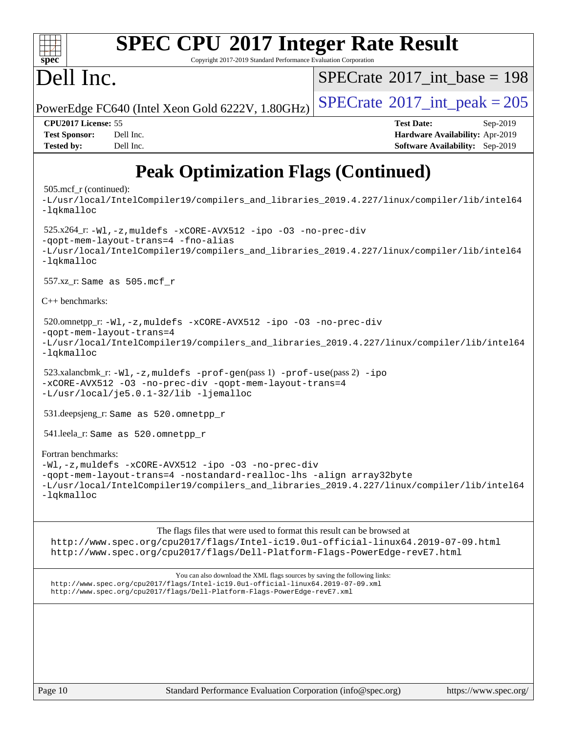# Peak Optimization Flags (Continued)

505.mcf_r (continued):
-L/usr/local/IntelCompiler19/compilers_and_libraries_2019.4.227/linux/compiler/lib/intel64
-lqkmalloc

525.x264_r: -Wl,-z,muldefs -xCORE-AVX512 -ipo -O3 -no-prec-div
-qopt-mem-layout-trans=4 -fno-alias
-L/usr/local/IntelCompiler19/compilers_and_libraries_2019.4.227/linux/compiler/lib/intel64
-lqkmalloc

557.xz_r: Same as 505.mcf_r

C++ benchmarks:

520.omnetpp_r: -Wl,-z,muldefs -xCORE-AVX512 -ipo -O3 -no-prec-div
-qopt-mem-layout-trans=4
-L/usr/local/IntelCompiler19/compilers_and_libraries_2019.4.227/linux/compiler/lib/intel64
-lqkmalloc

523.xalancbmk_r: -Wl,-z,muldefs -prof-gen(pass 1) -prof-use(pass 2) -ipo
-xCORE-AVX512 -O3 -no-prec-div -qopt-mem-layout-trans=4
-L/usr/local/je5.0.1-32/lib -ljemalloc

531.deepsjeng_r: Same as 520.omnetpp_r

541.leela_r: Same as 520.omnetpp_r

Fortran benchmarks:
-Wl,-z,muldefs -xCORE-AVX512 -ipo -O3 -no-prec-div
-qopt-mem-layout-trans=4 -nostandard-realloc-lhs -align array32byte
-L/usr/local/IntelCompiler19/compilers_and_libraries_2019.4.227/linux/compiler/lib/intel64
-lqkmalloc

The flags files that were used to format this result can be browsed at
http://www.spec.org/cpu2017/flags/Intel-ic19.0u1-official-linux64.2019-07-09.html
http://www.spec.org/cpu2017/flags/Dell-Platform-Flags-PowerEdge-revE7.html

You can also download the XML flags sources by saving the following links:
http://www.spec.org/cpu2017/flags/Intel-ic19.0u1-official-linux64.2019-07-09.xml
http://www.spec.org/cpu2017/flags/Dell-Platform-Flags-PowerEdge-revE7.xml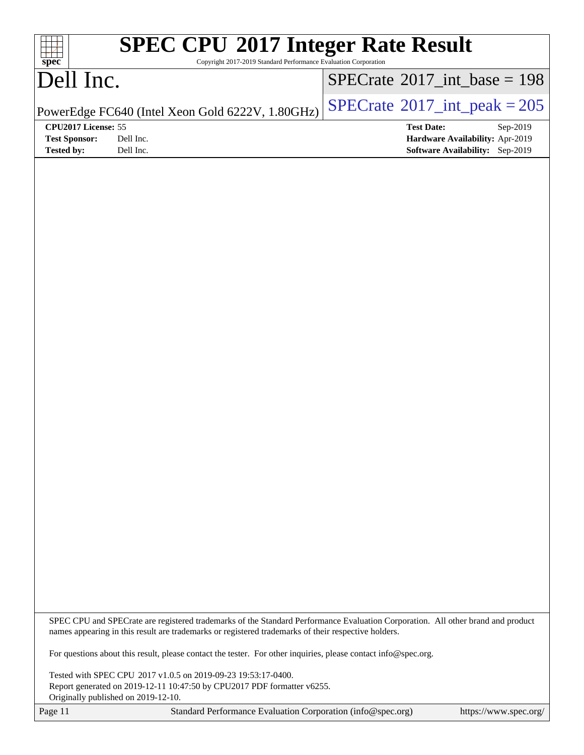# SPEC CPU 2017 Integer Rate Result

Copyright 2017-2019 Standard Performance Evaluation Corporation

# Dell Inc.

PowerEdge FC640 (Intel Xeon Gold 6222V, 1.80GHz)

SPECrate 2017_int_base = 198

SPECrate 2017_int_peak = 205

**CPU2017 License:** 55
**Test Sponsor:** Dell Inc.
**Tested by:** Dell Inc.

**Test Date:** Sep-2019
**Hardware Availability:** Apr-2019
**Software Availability:** Sep-2019

SPEC CPU and SPECrate are registered trademarks of the Standard Performance Evaluation Corporation. All other brand and product names appearing in this result are trademarks or registered trademarks of their respective holders.

For questions about this result, please contact the tester. For other inquiries, please contact info@spec.org.

Tested with SPEC CPU 2017 v1.0.5 on 2019-09-23 19:53:17-0400.
Report generated on 2019-12-11 10:47:50 by CPU2017 PDF formatter v6255.
Originally published on 2019-12-10.